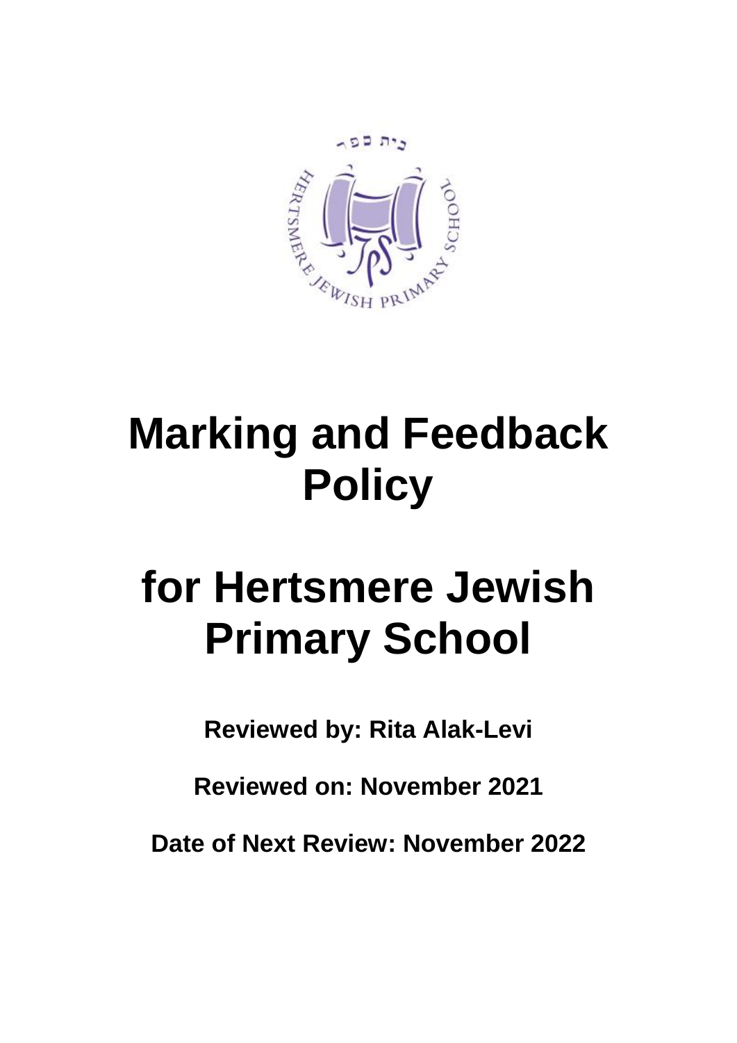# Marking and Feedback Policy

# for Hertsmere Jewish Primary School

**Reviewed by: Rita Alak-Levi**

**Reviewed on: November 2021**

**Date of Next Review: November 2022**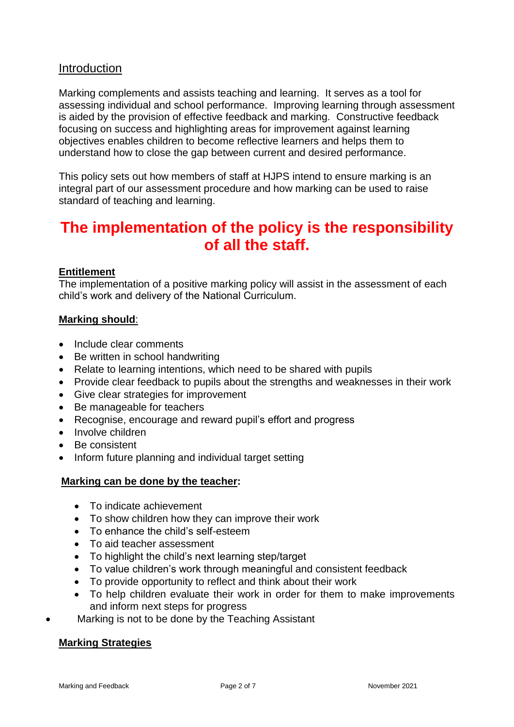## Introduction

Marking complements and assists teaching and learning. It serves as a tool for assessing individual and school performance. Improving learning through assessment is aided by the provision of effective feedback and marking. Constructive feedback focusing on success and highlighting areas for improvement against learning objectives enables children to become reflective learners and helps them to understand how to close the gap between current and desired performance.

This policy sets out how members of staff at HJPS intend to ensure marking is an integral part of our assessment procedure and how marking can be used to raise standard of teaching and learning.

# The implementation of the policy is the responsibility of all the staff.

**Entitlement**

The implementation of a positive marking policy will assist in the assessment of each child's work and delivery of the National Curriculum.

**Marking should**:

- Include clear comments
- Be written in school handwriting
- Relate to learning intentions, which need to be shared with pupils
- Provide clear feedback to pupils about the strengths and weaknesses in their work
- Give clear strategies for improvement
- Be manageable for teachers
- Recognise, encourage and reward pupil's effort and progress
- Involve children
- Be consistent
- Inform future planning and individual target setting

**Marking can be done by the teacher:**

- To indicate achievement
- To show children how they can improve their work
- To enhance the child's self-esteem
- To aid teacher assessment
- To highlight the child's next learning step/target
- To value children's work through meaningful and consistent feedback
- To provide opportunity to reflect and think about their work
- To help children evaluate their work in order for them to make improvements and inform next steps for progress

- Marking is not to be done by the Teaching Assistant

**Marking Strategies**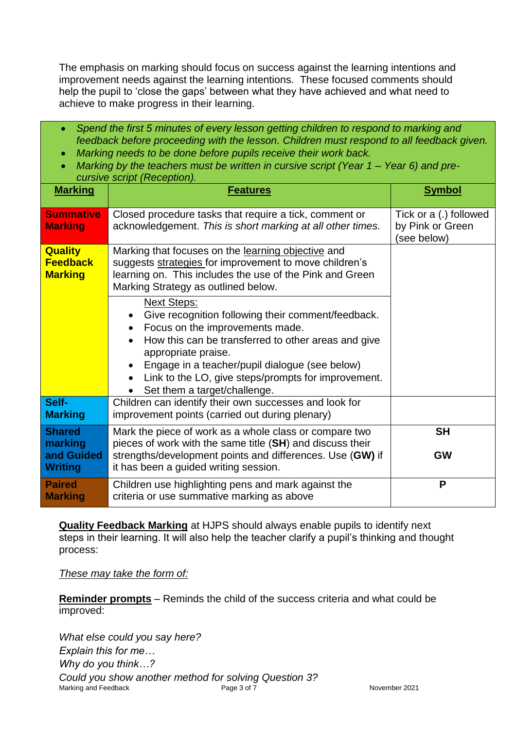The emphasis on marking should focus on success against the learning intentions and improvement needs against the learning intentions. These focused comments should help the pupil to 'close the gaps' between what they have achieved and what need to achieve to make progress in their learning.

- *Spend the first 5 minutes of every lesson getting children to respond to marking and feedback before proceeding with the lesson. Children must respond to all feedback given.*
- *Marking needs to be done before pupils receive their work back.*
- *Marking by the teachers must be written in cursive script (Year 1 – Year 6) and pre-cursive script (Reception).*

| **Marking** | **Features** | **Symbol** |
|---|---|---|
| **Summative Marking** | Closed procedure tasks that require a tick, comment or acknowledgement. *This is short marking at all other times.* | Tick or a (.) followed by Pink or Green (see below) |
| **Quality Feedback Marking** | Marking that focuses on the learning objective and suggests strategies for improvement to move children's learning on. This includes the use of the Pink and Green Marking Strategy as outlined below.<br><br>Next Steps:<br>• Give recognition following their comment/feedback.<br>• Focus on the improvements made.<br>• How this can be transferred to other areas and give appropriate praise.<br>• Engage in a teacher/pupil dialogue (see below)<br>• Link to the LO, give steps/prompts for improvement.<br>• Set them a target/challenge. | |
| **Self-Marking** | Children can identify their own successes and look for improvement points (carried out during plenary) | |
| **Shared marking and Guided Writing** | Mark the piece of work as a whole class or compare two pieces of work with the same title (**SH**) and discuss their strengths/development points and differences. Use (**GW**) if it has been a guided writing session. | **SH**<br><br>**GW** |
| **Paired Marking** | Children use highlighting pens and mark against the criteria or use summative marking as above | **P** |

**Quality Feedback Marking** at HJPS should always enable pupils to identify next steps in their learning. It will also help the teacher clarify a pupil's thinking and thought process:

*These may take the form of:*

**Reminder prompts** – Reminds the child of the success criteria and what could be improved:

*What else could you say here?*
*Explain this for me…*
*Why do you think…?*
*Could you show another method for solving Question 3?*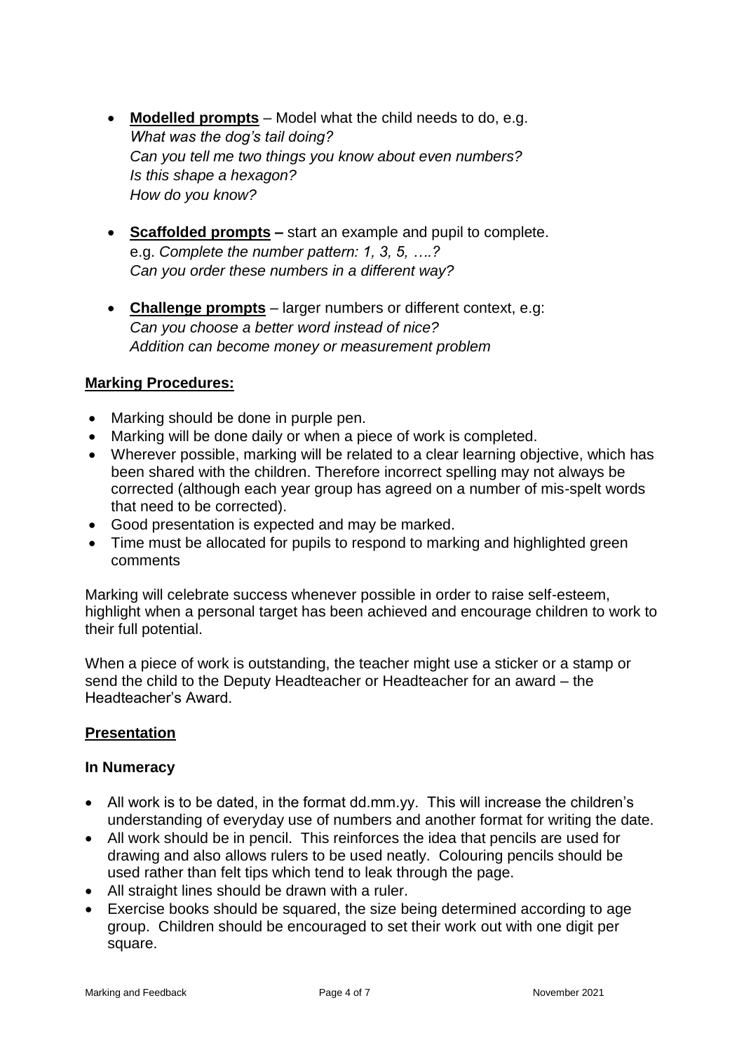- **Modelled prompts** – Model what the child needs to do, e.g.
  *What was the dog's tail doing?*
  *Can you tell me two things you know about even numbers?*
  *Is this shape a hexagon?*
  *How do you know?*

- **Scaffolded prompts –** start an example and pupil to complete.
  e.g. *Complete the number pattern: 1, 3, 5, ….?*
  *Can you order these numbers in a different way?*

- **Challenge prompts** – larger numbers or different context, e.g:
  *Can you choose a better word instead of nice?*
  *Addition can become money or measurement problem*

## Marking Procedures:

- Marking should be done in purple pen.
- Marking will be done daily or when a piece of work is completed.
- Wherever possible, marking will be related to a clear learning objective, which has been shared with the children. Therefore incorrect spelling may not always be corrected (although each year group has agreed on a number of mis-spelt words that need to be corrected).
- Good presentation is expected and may be marked.
- Time must be allocated for pupils to respond to marking and highlighted green comments

Marking will celebrate success whenever possible in order to raise self-esteem, highlight when a personal target has been achieved and encourage children to work to their full potential.

When a piece of work is outstanding, the teacher might use a sticker or a stamp or send the child to the Deputy Headteacher or Headteacher for an award – the Headteacher's Award.

## Presentation

### In Numeracy

- All work is to be dated, in the format dd.mm.yy. This will increase the children's understanding of everyday use of numbers and another format for writing the date.
- All work should be in pencil. This reinforces the idea that pencils are used for drawing and also allows rulers to be used neatly. Colouring pencils should be used rather than felt tips which tend to leak through the page.
- All straight lines should be drawn with a ruler.
- Exercise books should be squared, the size being determined according to age group. Children should be encouraged to set their work out with one digit per square.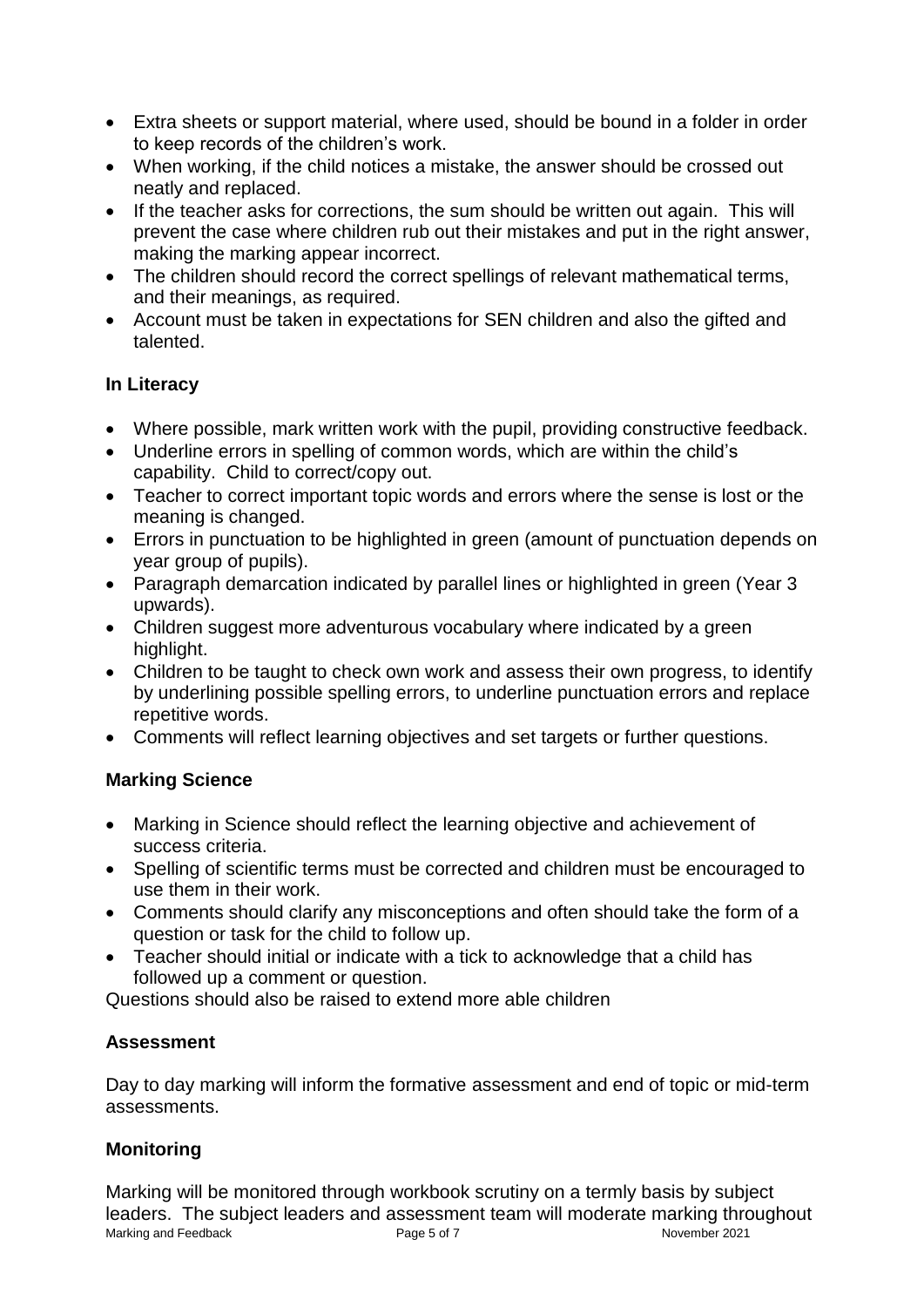- Extra sheets or support material, where used, should be bound in a folder in order to keep records of the children's work.
- When working, if the child notices a mistake, the answer should be crossed out neatly and replaced.
- If the teacher asks for corrections, the sum should be written out again. This will prevent the case where children rub out their mistakes and put in the right answer, making the marking appear incorrect.
- The children should record the correct spellings of relevant mathematical terms, and their meanings, as required.
- Account must be taken in expectations for SEN children and also the gifted and talented.

### In Literacy

- Where possible, mark written work with the pupil, providing constructive feedback.
- Underline errors in spelling of common words, which are within the child's capability. Child to correct/copy out.
- Teacher to correct important topic words and errors where the sense is lost or the meaning is changed.
- Errors in punctuation to be highlighted in green (amount of punctuation depends on year group of pupils).
- Paragraph demarcation indicated by parallel lines or highlighted in green (Year 3 upwards).
- Children suggest more adventurous vocabulary where indicated by a green highlight.
- Children to be taught to check own work and assess their own progress, to identify by underlining possible spelling errors, to underline punctuation errors and replace repetitive words.
- Comments will reflect learning objectives and set targets or further questions.

### Marking Science

- Marking in Science should reflect the learning objective and achievement of success criteria.
- Spelling of scientific terms must be corrected and children must be encouraged to use them in their work.
- Comments should clarify any misconceptions and often should take the form of a question or task for the child to follow up.
- Teacher should initial or indicate with a tick to acknowledge that a child has followed up a comment or question.

Questions should also be raised to extend more able children

### Assessment

Day to day marking will inform the formative assessment and end of topic or mid-term assessments.

### Monitoring

Marking will be monitored through workbook scrutiny on a termly basis by subject leaders. The subject leaders and assessment team will moderate marking throughout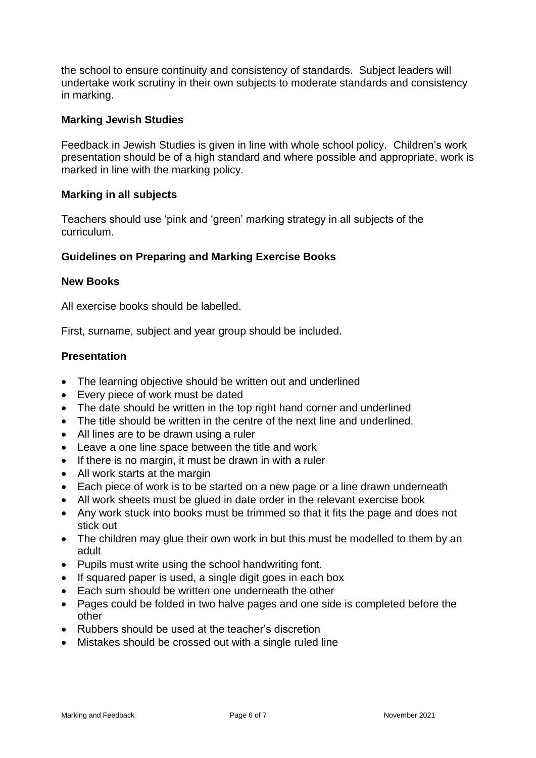the school to ensure continuity and consistency of standards. Subject leaders will undertake work scrutiny in their own subjects to moderate standards and consistency in marking.

### Marking Jewish Studies

Feedback in Jewish Studies is given in line with whole school policy. Children's work presentation should be of a high standard and where possible and appropriate, work is marked in line with the marking policy.

### Marking in all subjects

Teachers should use 'pink and 'green' marking strategy in all subjects of the curriculum.

### Guidelines on Preparing and Marking Exercise Books

### New Books

All exercise books should be labelled.

First, surname, subject and year group should be included.

### Presentation

- The learning objective should be written out and underlined
- Every piece of work must be dated
- The date should be written in the top right hand corner and underlined
- The title should be written in the centre of the next line and underlined.
- All lines are to be drawn using a ruler
- Leave a one line space between the title and work
- If there is no margin, it must be drawn in with a ruler
- All work starts at the margin
- Each piece of work is to be started on a new page or a line drawn underneath
- All work sheets must be glued in date order in the relevant exercise book
- Any work stuck into books must be trimmed so that it fits the page and does not stick out
- The children may glue their own work in but this must be modelled to them by an adult
- Pupils must write using the school handwriting font.
- If squared paper is used, a single digit goes in each box
- Each sum should be written one underneath the other
- Pages could be folded in two halve pages and one side is completed before the other
- Rubbers should be used at the teacher's discretion
- Mistakes should be crossed out with a single ruled line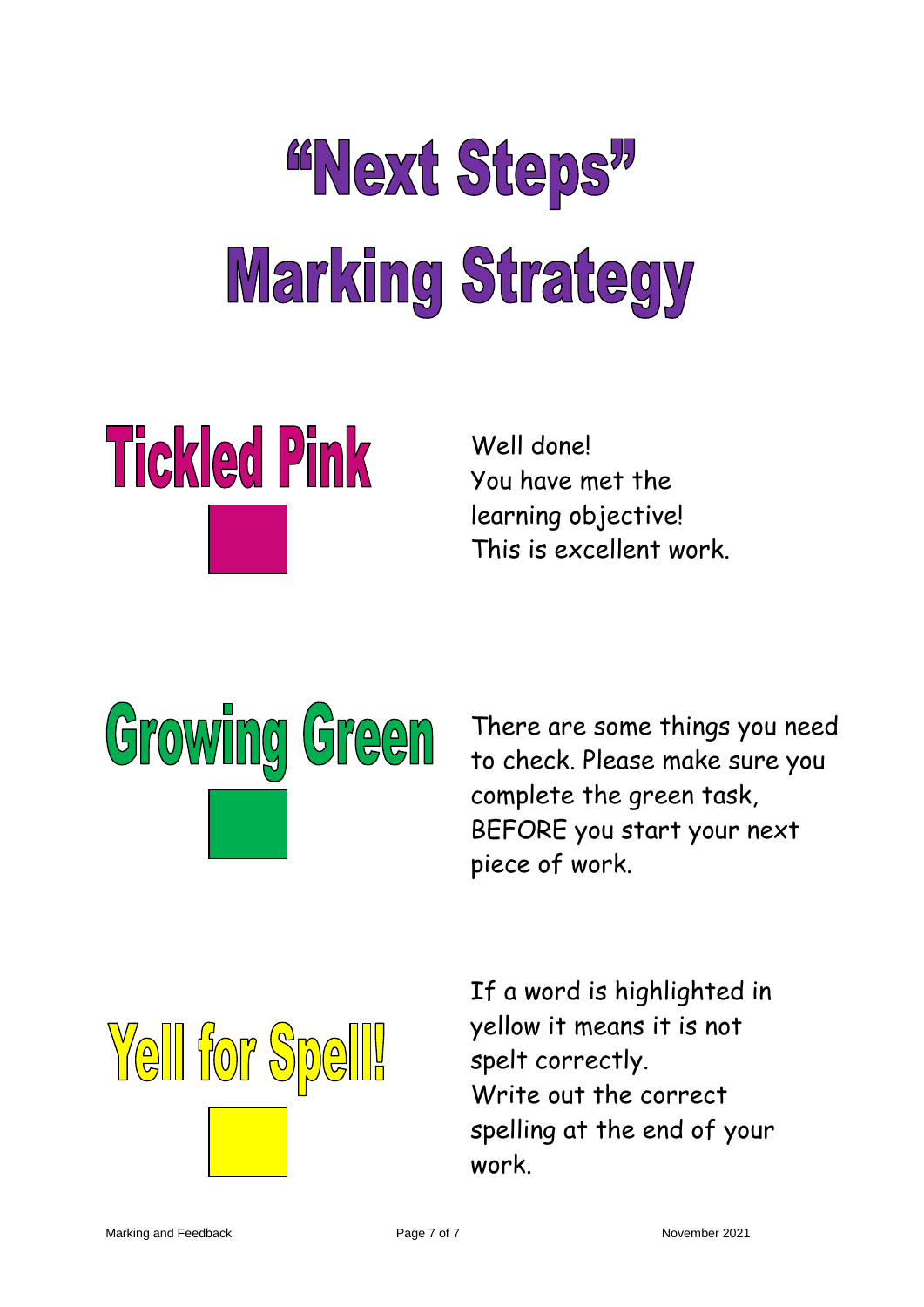# "Next Steps" Marking Strategy

## Tickled Pink

Well done!
You have met the learning objective!
This is excellent work.

## Growing Green

There are some things you need to check. Please make sure you complete the green task, BEFORE you start your next piece of work.

## Yell for Spell!

If a word is highlighted in yellow it means it is not spelt correctly.
Write out the correct spelling at the end of your work.